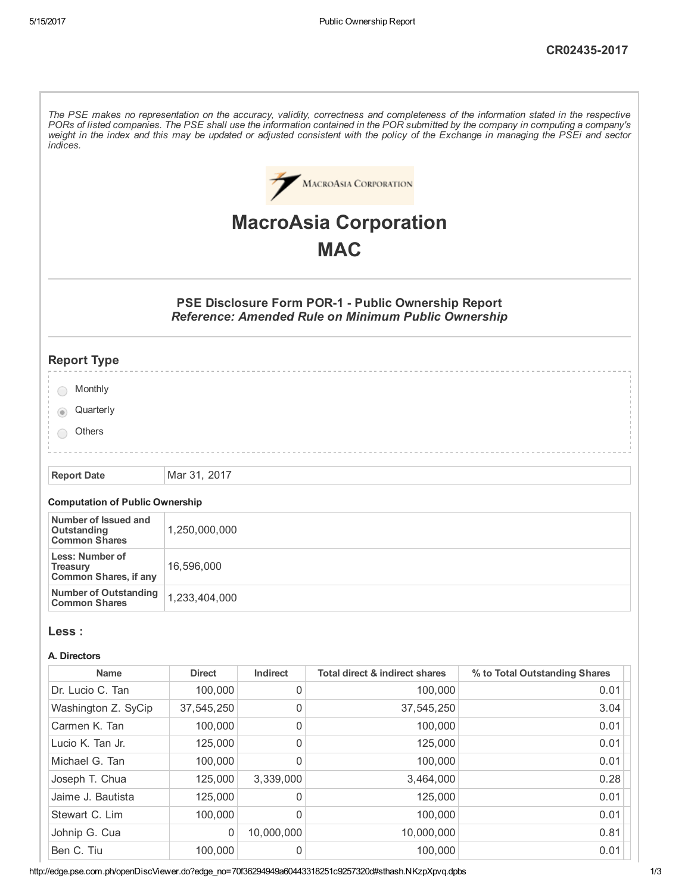CR02435-2017

*The PSE makes no representation on the accuracy, validity, correctness and completeness of the information stated in the respective PORs of listed companies. The PSE shall use the information contained in the POR submitted by the company in computing a company's weight in the index and this may be updated or adjusted consistent with the policy of the Exchange in managing the PSEi and sector indices.*

# MacroAsia Corporation

# MAC

### PSE Disclosure Form POR-1 - Public Ownership Report

***Reference: Amended Rule on Minimum Public Ownership***

## Report Type

- ○ Monthly
- ● Quarterly
- ○ Others

| Report Date | Mar 31, 2017 |
|---|---|

#### Computation of Public Ownership

| | |
|---|---|
| **Number of Issued and Outstanding Common Shares** | 1,250,000,000 |
| **Less: Number of Treasury Common Shares, if any** | 16,596,000 |
| **Number of Outstanding Common Shares** | 1,233,404,000 |

## Less :

#### A. Directors

| Name | Direct | Indirect | Total direct & indirect shares | % to Total Outstanding Shares |
|---|---|---|---|---|
| Dr. Lucio C. Tan | 100,000 | 0 | 100,000 | 0.01 |
| Washington Z. SyCip | 37,545,250 | 0 | 37,545,250 | 3.04 |
| Carmen K. Tan | 100,000 | 0 | 100,000 | 0.01 |
| Lucio K. Tan Jr. | 125,000 | 0 | 125,000 | 0.01 |
| Michael G. Tan | 100,000 | 0 | 100,000 | 0.01 |
| Joseph T. Chua | 125,000 | 3,339,000 | 3,464,000 | 0.28 |
| Jaime J. Bautista | 125,000 | 0 | 125,000 | 0.01 |
| Stewart C. Lim | 100,000 | 0 | 100,000 | 0.01 |
| Johnip G. Cua | 0 | 10,000,000 | 10,000,000 | 0.81 |
| Ben C. Tiu | 100,000 | 0 | 100,000 | 0.01 |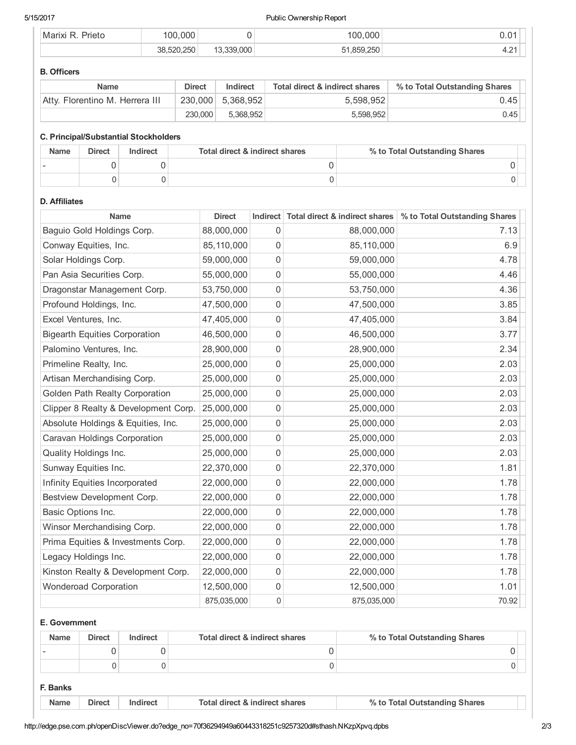| Marixi R. Prieto | 100,000 | 0 | 100,000 | 0.01 |
|---|---|---|---|---|
| | 38,520,250 | 13,339,000 | 51,859,250 | 4.21 |

### B. Officers

| Name | Direct | Indirect | Total direct & indirect shares | % to Total Outstanding Shares |
|---|---|---|---|---|
| Atty. Florentino M. Herrera III | 230,000 | 5,368,952 | 5,598,952 | 0.45 |
| | 230,000 | 5,368,952 | 5,598,952 | 0.45 |

### C. Principal/Substantial Stockholders

| Name | Direct | Indirect | Total direct & indirect shares | % to Total Outstanding Shares |
|---|---|---|---|---|
| - | 0 | 0 | 0 | 0 |
| | 0 | 0 | 0 | 0 |

### D. Affiliates

| Name | Direct | Indirect | Total direct & indirect shares | % to Total Outstanding Shares |
|---|---|---|---|---|
| Baguio Gold Holdings Corp. | 88,000,000 | 0 | 88,000,000 | 7.13 |
| Conway Equities, Inc. | 85,110,000 | 0 | 85,110,000 | 6.9 |
| Solar Holdings Corp. | 59,000,000 | 0 | 59,000,000 | 4.78 |
| Pan Asia Securities Corp. | 55,000,000 | 0 | 55,000,000 | 4.46 |
| Dragonstar Management Corp. | 53,750,000 | 0 | 53,750,000 | 4.36 |
| Profound Holdings, Inc. | 47,500,000 | 0 | 47,500,000 | 3.85 |
| Excel Ventures, Inc. | 47,405,000 | 0 | 47,405,000 | 3.84 |
| Bigearth Equities Corporation | 46,500,000 | 0 | 46,500,000 | 3.77 |
| Palomino Ventures, Inc. | 28,900,000 | 0 | 28,900,000 | 2.34 |
| Primeline Realty, Inc. | 25,000,000 | 0 | 25,000,000 | 2.03 |
| Artisan Merchandising Corp. | 25,000,000 | 0 | 25,000,000 | 2.03 |
| Golden Path Realty Corporation | 25,000,000 | 0 | 25,000,000 | 2.03 |
| Clipper 8 Realty & Development Corp. | 25,000,000 | 0 | 25,000,000 | 2.03 |
| Absolute Holdings & Equities, Inc. | 25,000,000 | 0 | 25,000,000 | 2.03 |
| Caravan Holdings Corporation | 25,000,000 | 0 | 25,000,000 | 2.03 |
| Quality Holdings Inc. | 25,000,000 | 0 | 25,000,000 | 2.03 |
| Sunway Equities Inc. | 22,370,000 | 0 | 22,370,000 | 1.81 |
| Infinity Equities Incorporated | 22,000,000 | 0 | 22,000,000 | 1.78 |
| Bestview Development Corp. | 22,000,000 | 0 | 22,000,000 | 1.78 |
| Basic Options Inc. | 22,000,000 | 0 | 22,000,000 | 1.78 |
| Winsor Merchandising Corp. | 22,000,000 | 0 | 22,000,000 | 1.78 |
| Prima Equities & Investments Corp. | 22,000,000 | 0 | 22,000,000 | 1.78 |
| Legacy Holdings Inc. | 22,000,000 | 0 | 22,000,000 | 1.78 |
| Kinston Realty & Development Corp. | 22,000,000 | 0 | 22,000,000 | 1.78 |
| Wonderoad Corporation | 12,500,000 | 0 | 12,500,000 | 1.01 |
| | 875,035,000 | 0 | 875,035,000 | 70.92 |

### E. Government

| Name | Direct | Indirect | Total direct & indirect shares | % to Total Outstanding Shares |
|---|---|---|---|---|
| - | 0 | 0 | 0 | 0 |
| | 0 | 0 | 0 | 0 |

### F. Banks

| Name | Direct | Indirect | Total direct & indirect shares | % to Total Outstanding Shares |
|---|---|---|---|---|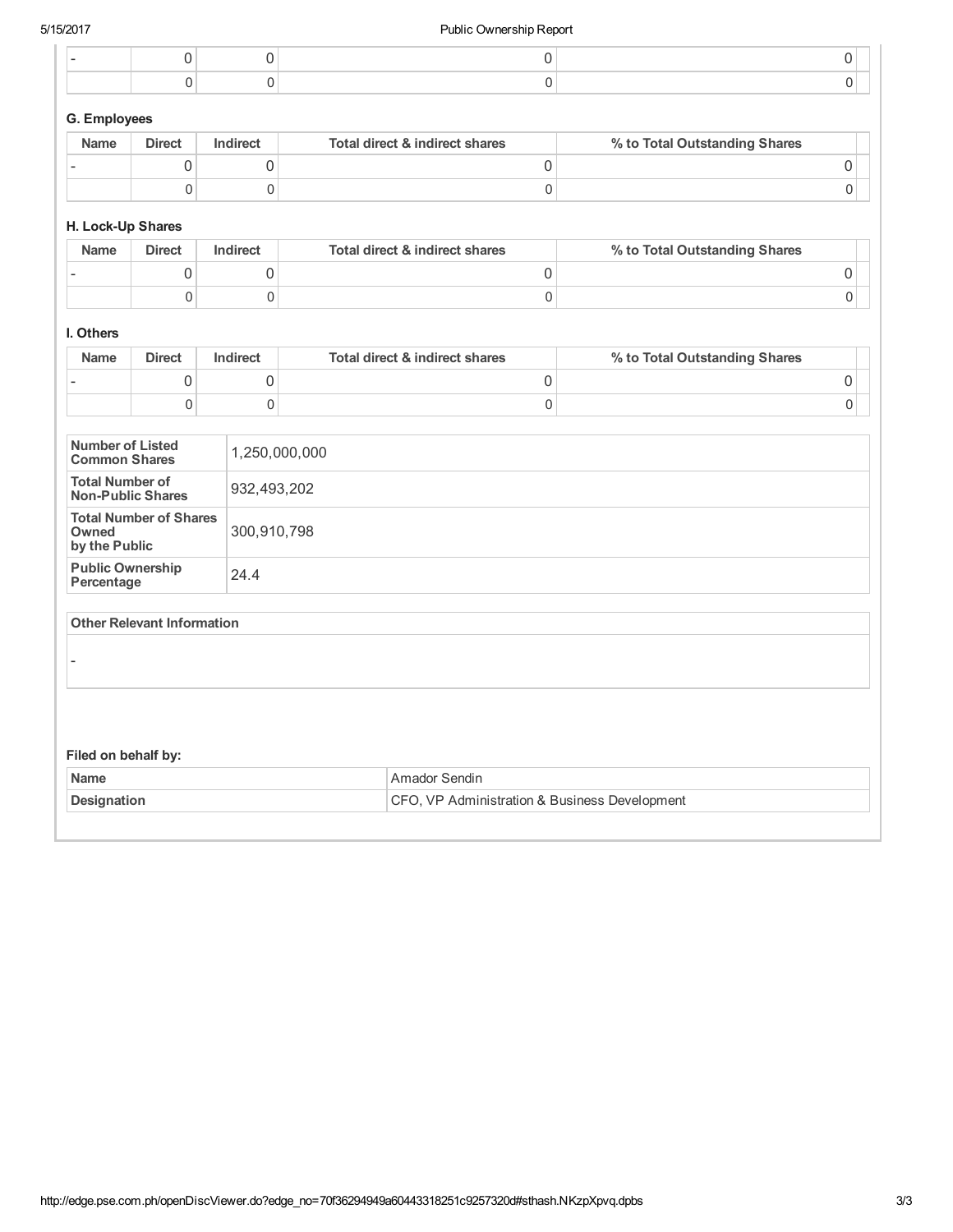| | | | | |
|---|---|---|---|---|
| - | 0 | 0 | 0 | 0 |
| | 0 | 0 | 0 | 0 |

### G. Employees

| Name | Direct | Indirect | Total direct & indirect shares | % to Total Outstanding Shares |
|---|---|---|---|---|
| - | 0 | 0 | 0 | 0 |
| | 0 | 0 | 0 | 0 |

### H. Lock-Up Shares

| Name | Direct | Indirect | Total direct & indirect shares | % to Total Outstanding Shares |
|---|---|---|---|---|
| - | 0 | 0 | 0 | 0 |
| | 0 | 0 | 0 | 0 |

### I. Others

| Name | Direct | Indirect | Total direct & indirect shares | % to Total Outstanding Shares |
|---|---|---|---|---|
| - | 0 | 0 | 0 | 0 |
| | 0 | 0 | 0 | 0 |

| | |
|---|---|
| **Number of Listed Common Shares** | 1,250,000,000 |
| **Total Number of Non-Public Shares** | 932,493,202 |
| **Total Number of Shares Owned by the Public** | 300,910,798 |
| **Public Ownership Percentage** | 24.4 |

| **Other Relevant Information** |
|---|
| - |

**Filed on behalf by:**

| | |
|---|---|
| **Name** | Amador Sendin |
| **Designation** | CFO, VP Administration & Business Development |